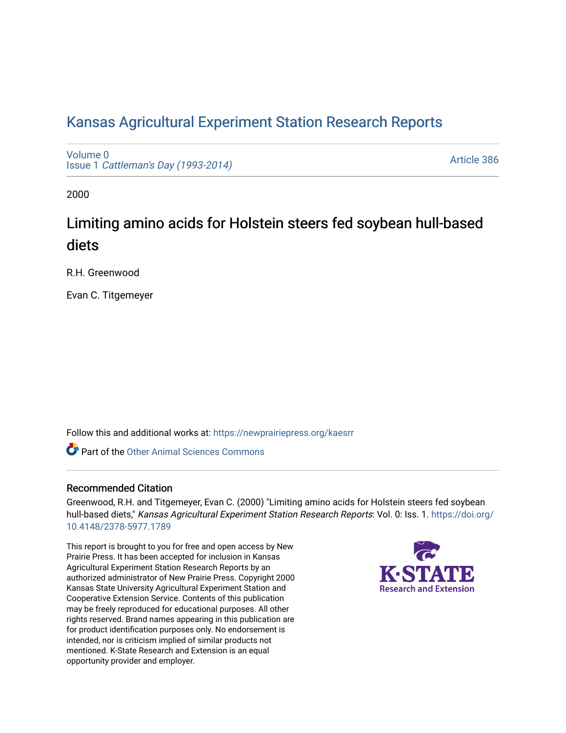# Kansas Agricultural Experiment Station Research Reports

Volume 0
Issue 1 *Cattleman's Day (1993-2014)*

Article 386

2000

## Limiting amino acids for Holstein steers fed soybean hull-based diets

R.H. Greenwood

Evan C. Titgemeyer

Follow this and additional works at: https://newprairiepress.org/kaesrr

Part of the Other Animal Sciences Commons

### Recommended Citation

Greenwood, R.H. and Titgemeyer, Evan C. (2000) "Limiting amino acids for Holstein steers fed soybean hull-based diets," *Kansas Agricultural Experiment Station Research Reports*: Vol. 0: Iss. 1. https://doi.org/10.4148/2378-5977.1789

This report is brought to you for free and open access by New Prairie Press. It has been accepted for inclusion in Kansas Agricultural Experiment Station Research Reports by an authorized administrator of New Prairie Press. Copyright 2000 Kansas State University Agricultural Experiment Station and Cooperative Extension Service. Contents of this publication may be freely reproduced for educational purposes. All other rights reserved. Brand names appearing in this publication are for product identification purposes only. No endorsement is intended, nor is criticism implied of similar products not mentioned. K-State Research and Extension is an equal opportunity provider and employer.

K-STATE
Research and Extension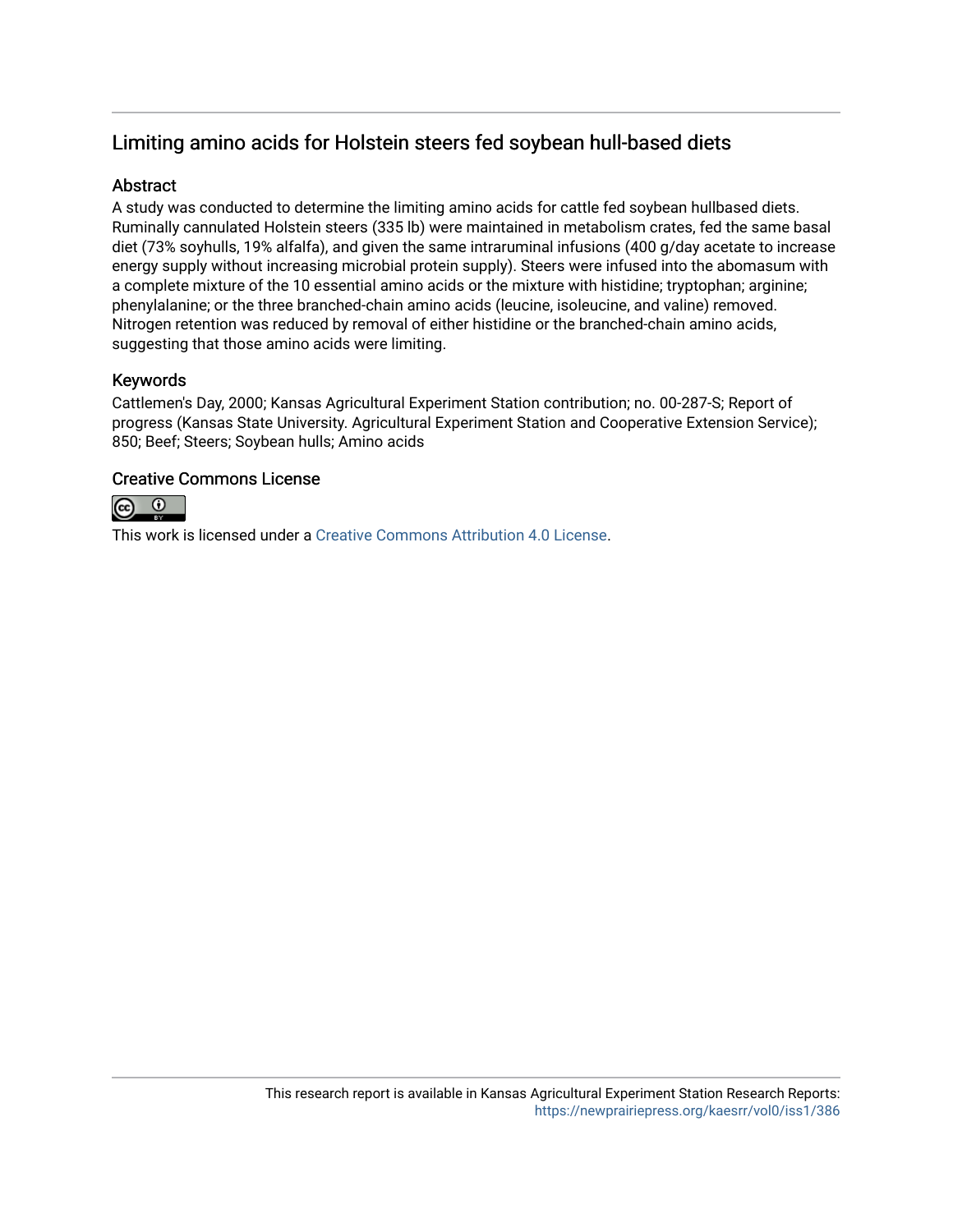## Limiting amino acids for Holstein steers fed soybean hull-based diets

### Abstract

A study was conducted to determine the limiting amino acids for cattle fed soybean hullbased diets. Ruminally cannulated Holstein steers (335 lb) were maintained in metabolism crates, fed the same basal diet (73% soyhulls, 19% alfalfa), and given the same intraruminal infusions (400 g/day acetate to increase energy supply without increasing microbial protein supply). Steers were infused into the abomasum with a complete mixture of the 10 essential amino acids or the mixture with histidine; tryptophan; arginine; phenylalanine; or the three branched-chain amino acids (leucine, isoleucine, and valine) removed. Nitrogen retention was reduced by removal of either histidine or the branched-chain amino acids, suggesting that those amino acids were limiting.

### Keywords

Cattlemen's Day, 2000; Kansas Agricultural Experiment Station contribution; no. 00-287-S; Report of progress (Kansas State University. Agricultural Experiment Station and Cooperative Extension Service); 850; Beef; Steers; Soybean hulls; Amino acids

### Creative Commons License

This work is licensed under a Creative Commons Attribution 4.0 License.

This research report is available in Kansas Agricultural Experiment Station Research Reports: https://newprairiepress.org/kaesrr/vol0/iss1/386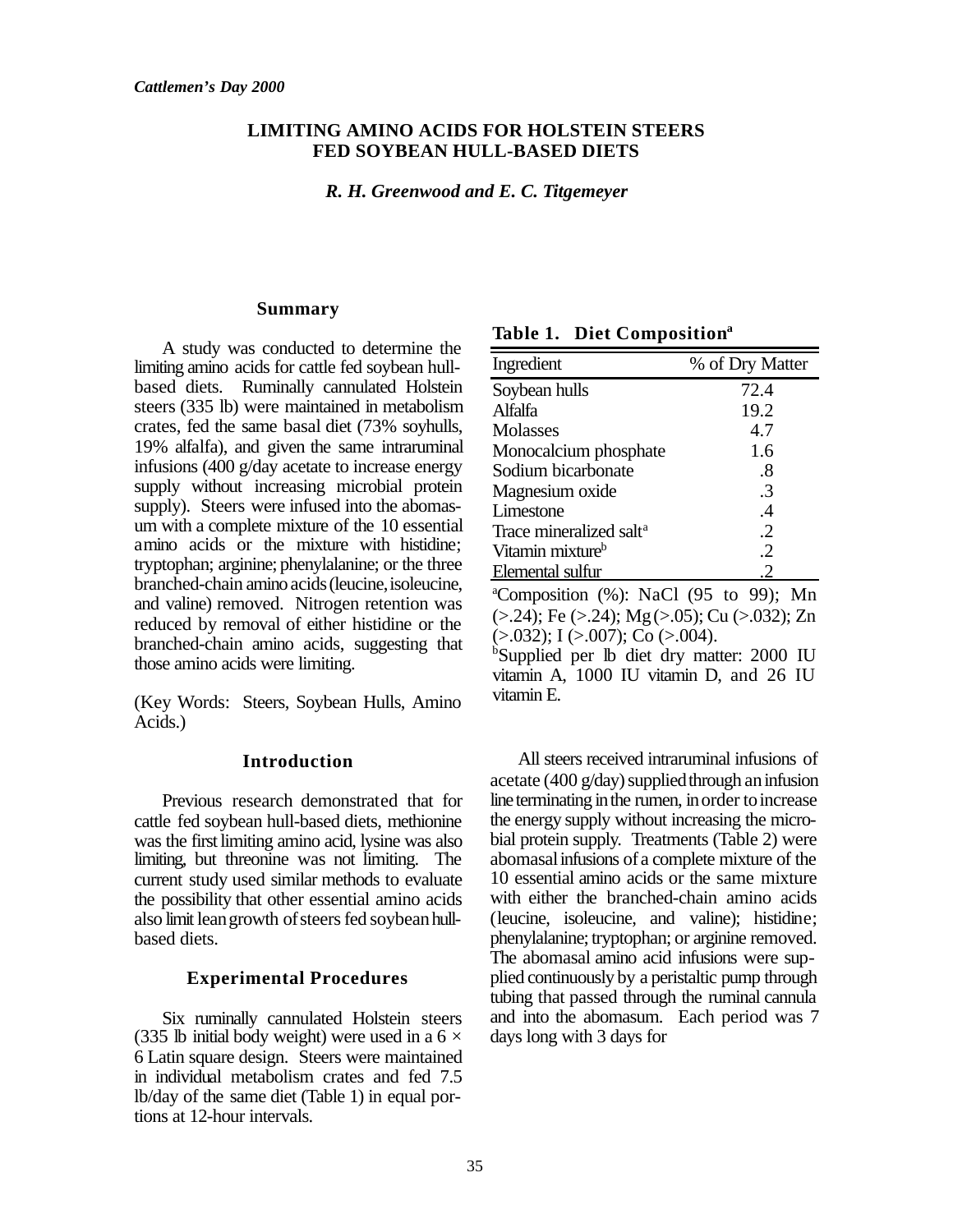# LIMITING AMINO ACIDS FOR HOLSTEIN STEERS FED SOYBEAN HULL-BASED DIETS

***R. H. Greenwood and E. C. Titgemeyer***

## Summary

A study was conducted to determine the limiting amino acids for cattle fed soybean hull-based diets. Ruminally cannulated Holstein steers (335 lb) were maintained in metabolism crates, fed the same basal diet (73% soyhulls, 19% alfalfa), and given the same intraruminal infusions (400 g/day acetate to increase energy supply without increasing microbial protein supply). Steers were infused into the abomasum with a complete mixture of the 10 essential amino acids or the mixture with histidine; tryptophan; arginine; phenylalanine; or the three branched-chain amino acids (leucine, isoleucine, and valine) removed. Nitrogen retention was reduced by removal of either histidine or the branched-chain amino acids, suggesting that those amino acids were limiting.

(Key Words: Steers, Soybean Hulls, Amino Acids.)

## Introduction

Previous research demonstrated that for cattle fed soybean hull-based diets, methionine was the first limiting amino acid, lysine was also limiting, but threonine was not limiting. The current study used similar methods to evaluate the possibility that other essential amino acids also limit lean growth of steers fed soybean hull-based diets.

## Experimental Procedures

Six ruminally cannulated Holstein steers (335 lb initial body weight) were used in a 6 × 6 Latin square design. Steers were maintained in individual metabolism crates and fed 7.5 lb/day of the same diet (Table 1) in equal portions at 12-hour intervals.

**Table 1. Diet Composition[a]**

| Ingredient | % of Dry Matter |
|---|---|
| Soybean hulls | 72.4 |
| Alfalfa | 19.2 |
| Molasses | 4.7 |
| Monocalcium phosphate | 1.6 |
| Sodium bicarbonate | .8 |
| Magnesium oxide | .3 |
| Limestone | .4 |
| Trace mineralized salt[a] | .2 |
| Vitamin mixture[b] | .2 |
| Elemental sulfur | .2 |

[a]Composition (%): NaCl (95 to 99); Mn (>.24); Fe (>.24); Mg (>.05); Cu (>.032); Zn (>.032); I (>.007); Co (>.004).
[b]Supplied per lb diet dry matter: 2000 IU vitamin A, 1000 IU vitamin D, and 26 IU vitamin E.

All steers received intraruminal infusions of acetate (400 g/day) supplied through an infusion line terminating in the rumen, in order to increase the energy supply without increasing the microbial protein supply. Treatments (Table 2) were abomasal infusions of a complete mixture of the 10 essential amino acids or the same mixture with either the branched-chain amino acids (leucine, isoleucine, and valine); histidine; phenylalanine; tryptophan; or arginine removed. The abomasal amino acid infusions were supplied continuously by a peristaltic pump through tubing that passed through the ruminal cannula and into the abomasum. Each period was 7 days long with 3 days for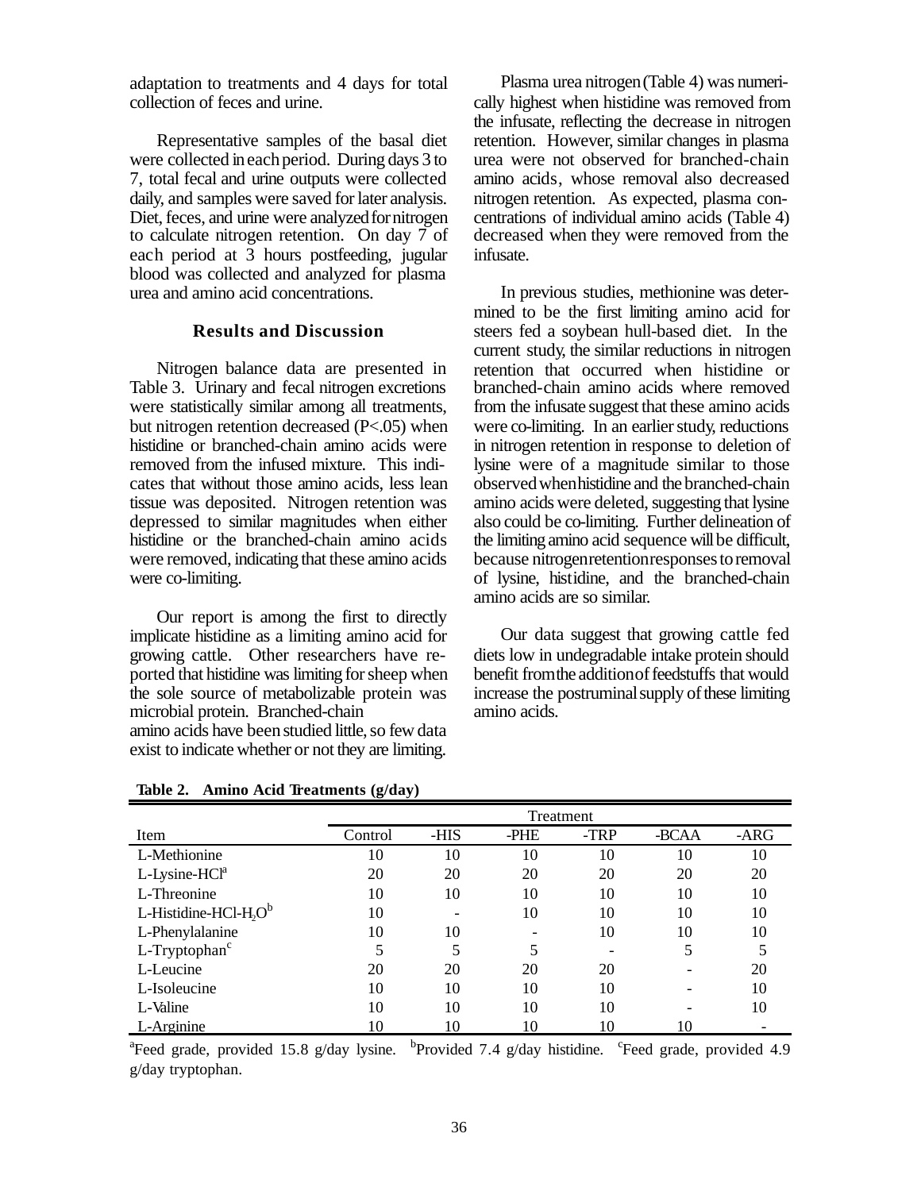adaptation to treatments and 4 days for total collection of feces and urine.

Representative samples of the basal diet were collected in each period. During days 3 to 7, total fecal and urine outputs were collected daily, and samples were saved for later analysis. Diet, feces, and urine were analyzed for nitrogen to calculate nitrogen retention. On day 7 of each period at 3 hours postfeeding, jugular blood was collected and analyzed for plasma urea and amino acid concentrations.

## Results and Discussion

Nitrogen balance data are presented in Table 3. Urinary and fecal nitrogen excretions were statistically similar among all treatments, but nitrogen retention decreased ($P<.05$) when histidine or branched-chain amino acids were removed from the infused mixture. This indicates that without those amino acids, less lean tissue was deposited. Nitrogen retention was depressed to similar magnitudes when either histidine or the branched-chain amino acids were removed, indicating that these amino acids were co-limiting.

Our report is among the first to directly implicate histidine as a limiting amino acid for growing cattle. Other researchers have reported that histidine was limiting for sheep when the sole source of metabolizable protein was microbial protein. Branched-chain amino acids have been studied little, so few data exist to indicate whether or not they are limiting.

Plasma urea nitrogen (Table 4) was numerically highest when histidine was removed from the infusate, reflecting the decrease in nitrogen retention. However, similar changes in plasma urea were not observed for branched-chain amino acids, whose removal also decreased nitrogen retention. As expected, plasma concentrations of individual amino acids (Table 4) decreased when they were removed from the infusate.

In previous studies, methionine was determined to be the first limiting amino acid for steers fed a soybean hull-based diet. In the current study, the similar reductions in nitrogen retention that occurred when histidine or branched-chain amino acids where removed from the infusate suggest that these amino acids were co-limiting. In an earlier study, reductions in nitrogen retention in response to deletion of lysine were of a magnitude similar to those observed when histidine and the branched-chain amino acids were deleted, suggesting that lysine also could be co-limiting. Further delineation of the limiting amino acid sequence will be difficult, because nitrogen retention responses to removal of lysine, histidine, and the branched-chain amino acids are so similar.

Our data suggest that growing cattle fed diets low in undegradable intake protein should benefit from the addition of feedstuffs that would increase the postruminal supply of these limiting amino acids.

**Table 2. Amino Acid Treatments (g/day)**

| | Treatment | | | | | |
|---|---|---|---|---|---|---|
| Item | Control | -HIS | -PHE | -TRP | -BCAA | -ARG |
| L-Methionine | 10 | 10 | 10 | 10 | 10 | 10 |
| L-Lysine-HCl[a] | 20 | 20 | 20 | 20 | 20 | 20 |
| L-Threonine | 10 | 10 | 10 | 10 | 10 | 10 |
| L-Histidine-HCl-$H_2O$[b] | 10 | - | 10 | 10 | 10 | 10 |
| L-Phenylalanine | 10 | 10 | - | 10 | 10 | 10 |
| L-Tryptophan[c] | 5 | 5 | 5 | - | 5 | 5 |
| L-Leucine | 20 | 20 | 20 | 20 | - | 20 |
| L-Isoleucine | 10 | 10 | 10 | 10 | - | 10 |
| L-Valine | 10 | 10 | 10 | 10 | - | 10 |
| L-Arginine | 10 | 10 | 10 | 10 | 10 | - |

[a]Feed grade, provided 15.8 g/day lysine. [b]Provided 7.4 g/day histidine. [c]Feed grade, provided 4.9 g/day tryptophan.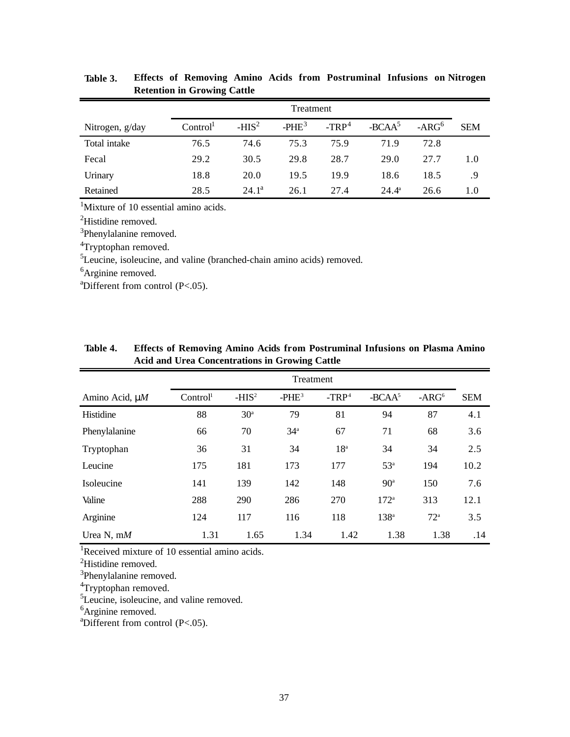**Table 3.** **Effects of Removing Amino Acids from Postruminal Infusions on Nitrogen Retention in Growing Cattle**

| | Treatment | | | | | | |
|---|---|---|---|---|---|---|---|
| Nitrogen, g/day | Control[1] | -HIS[2] | -PHE[3] | -TRP[4] | -BCAA[5] | -ARG[6] | SEM |
| Total intake | 76.5 | 74.6 | 75.3 | 75.9 | 71.9 | 72.8 | |
| Fecal | 29.2 | 30.5 | 29.8 | 28.7 | 29.0 | 27.7 | 1.0 |
| Urinary | 18.8 | 20.0 | 19.5 | 19.9 | 18.6 | 18.5 | .9 |
| Retained | 28.5 | 24.1[a] | 26.1 | 27.4 | 24.4[a] | 26.6 | 1.0 |

[1]Mixture of 10 essential amino acids.
[2]Histidine removed.
[3]Phenylalanine removed.
[4]Tryptophan removed.
[5]Leucine, isoleucine, and valine (branched-chain amino acids) removed.
[6]Arginine removed.
[a]Different from control (P<.05).

**Table 4.** **Effects of Removing Amino Acids from Postruminal Infusions on Plasma Amino Acid and Urea Concentrations in Growing Cattle**

| | Treatment | | | | | | |
|---|---|---|---|---|---|---|---|
| Amino Acid, μ*M* | Control[1] | -HIS[2] | -PHE[3] | -TRP[4] | -BCAA[5] | -ARG[6] | SEM |
| Histidine | 88 | 30[a] | 79 | 81 | 94 | 87 | 4.1 |
| Phenylalanine | 66 | 70 | 34[a] | 67 | 71 | 68 | 3.6 |
| Tryptophan | 36 | 31 | 34 | 18[a] | 34 | 34 | 2.5 |
| Leucine | 175 | 181 | 173 | 177 | 53[a] | 194 | 10.2 |
| Isoleucine | 141 | 139 | 142 | 148 | 90[a] | 150 | 7.6 |
| Valine | 288 | 290 | 286 | 270 | 172[a] | 313 | 12.1 |
| Arginine | 124 | 117 | 116 | 118 | 138[a] | 72[a] | 3.5 |
| Urea N, m*M* | 1.31 | 1.65 | 1.34 | 1.42 | 1.38 | 1.38 | .14 |

[1]Received mixture of 10 essential amino acids.
[2]Histidine removed.
[3]Phenylalanine removed.
[4]Tryptophan removed.
[5]Leucine, isoleucine, and valine removed.
[6]Arginine removed.
[a]Different from control (P<.05).